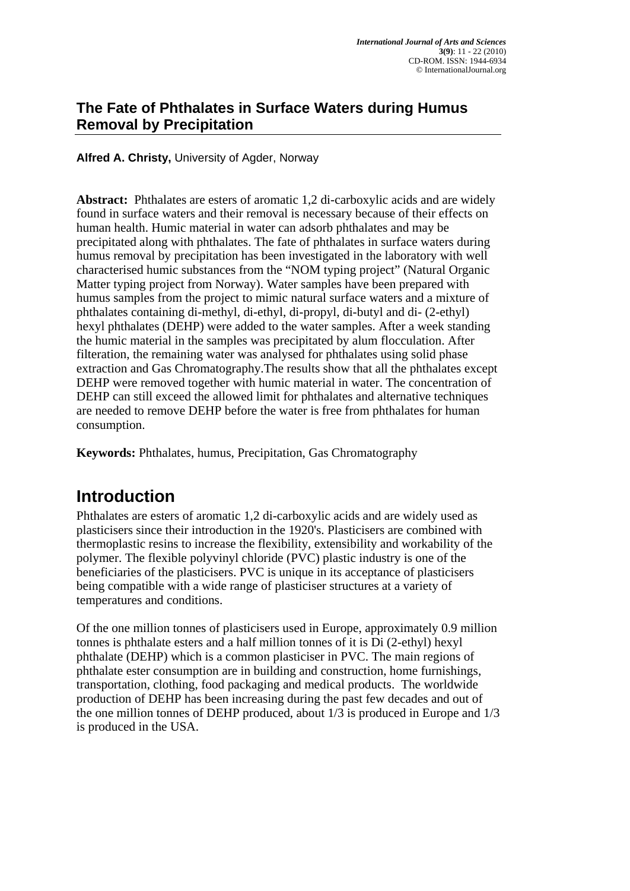# The Fate of Phthalates in Surface Waters during Humus Removal by Precipitation

**Alfred A. Christy,** University of Agder, Norway

**Abstract:** Phthalates are esters of aromatic 1,2 di-carboxylic acids and are widely found in surface waters and their removal is necessary because of their effects on human health. Humic material in water can adsorb phthalates and may be precipitated along with phthalates. The fate of phthalates in surface waters during humus removal by precipitation has been investigated in the laboratory with well characterised humic substances from the "NOM typing project" (Natural Organic Matter typing project from Norway). Water samples have been prepared with humus samples from the project to mimic natural surface waters and a mixture of phthalates containing di-methyl, di-ethyl, di-propyl, di-butyl and di- (2-ethyl) hexyl phthalates (DEHP) were added to the water samples. After a week standing the humic material in the samples was precipitated by alum flocculation. After filteration, the remaining water was analysed for phthalates using solid phase extraction and Gas Chromatography.The results show that all the phthalates except DEHP were removed together with humic material in water. The concentration of DEHP can still exceed the allowed limit for phthalates and alternative techniques are needed to remove DEHP before the water is free from phthalates for human consumption.

**Keywords:** Phthalates, humus, Precipitation, Gas Chromatography

## Introduction

Phthalates are esters of aromatic 1,2 di-carboxylic acids and are widely used as plasticisers since their introduction in the 1920's. Plasticisers are combined with thermoplastic resins to increase the flexibility, extensibility and workability of the polymer. The flexible polyvinyl chloride (PVC) plastic industry is one of the beneficiaries of the plasticisers. PVC is unique in its acceptance of plasticisers being compatible with a wide range of plasticiser structures at a variety of temperatures and conditions.

Of the one million tonnes of plasticisers used in Europe, approximately 0.9 million tonnes is phthalate esters and a half million tonnes of it is Di (2-ethyl) hexyl phthalate (DEHP) which is a common plasticiser in PVC. The main regions of phthalate ester consumption are in building and construction, home furnishings, transportation, clothing, food packaging and medical products. The worldwide production of DEHP has been increasing during the past few decades and out of the one million tonnes of DEHP produced, about 1/3 is produced in Europe and 1/3 is produced in the USA.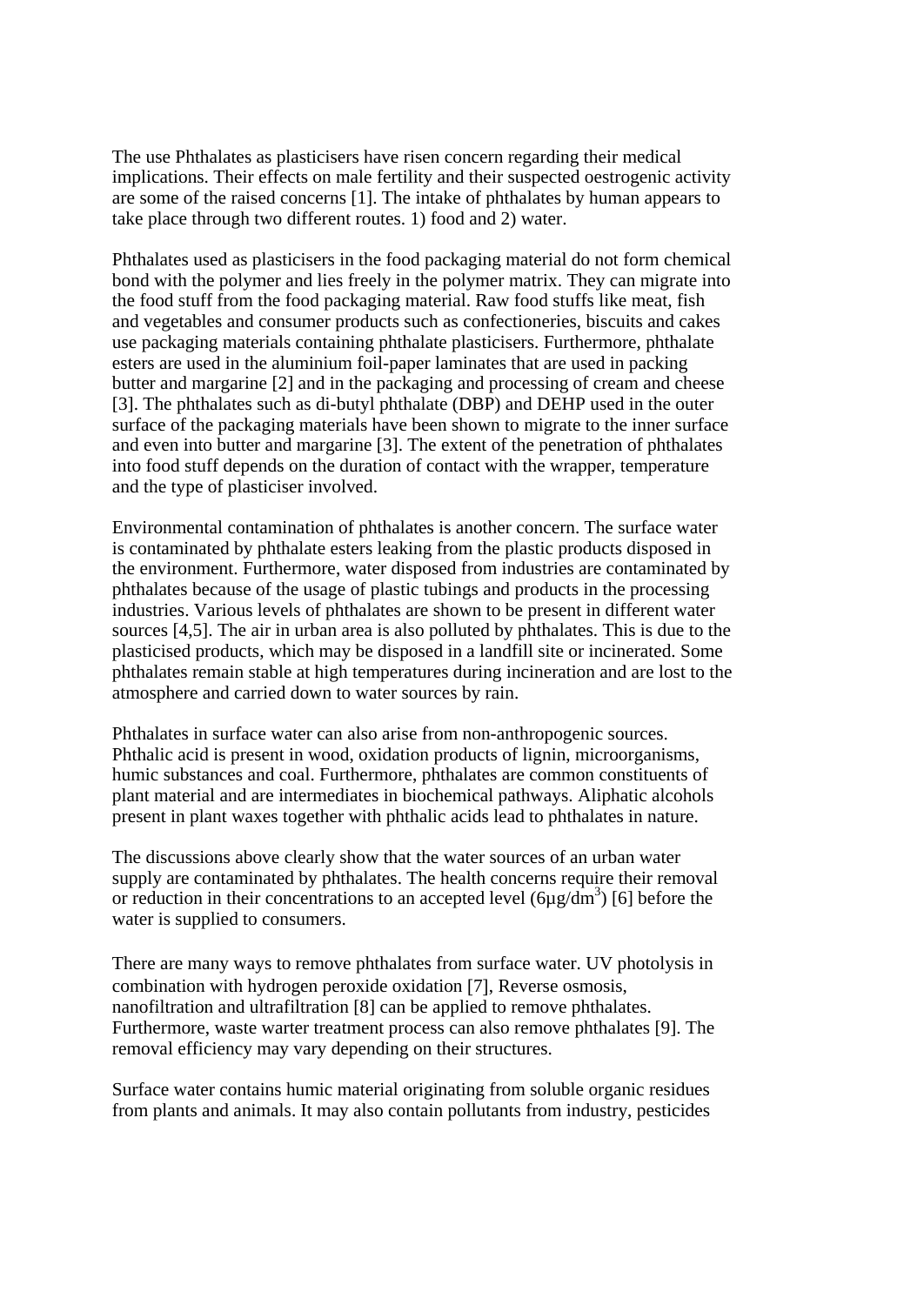The use Phthalates as plasticisers have risen concern regarding their medical implications. Their effects on male fertility and their suspected oestrogenic activity are some of the raised concerns [1]. The intake of phthalates by human appears to take place through two different routes. 1) food and 2) water.

Phthalates used as plasticisers in the food packaging material do not form chemical bond with the polymer and lies freely in the polymer matrix. They can migrate into the food stuff from the food packaging material. Raw food stuffs like meat, fish and vegetables and consumer products such as confectioneries, biscuits and cakes use packaging materials containing phthalate plasticisers. Furthermore, phthalate esters are used in the aluminium foil-paper laminates that are used in packing butter and margarine [2] and in the packaging and processing of cream and cheese [3]. The phthalates such as di-butyl phthalate (DBP) and DEHP used in the outer surface of the packaging materials have been shown to migrate to the inner surface and even into butter and margarine [3]. The extent of the penetration of phthalates into food stuff depends on the duration of contact with the wrapper, temperature and the type of plasticiser involved.

Environmental contamination of phthalates is another concern. The surface water is contaminated by phthalate esters leaking from the plastic products disposed in the environment. Furthermore, water disposed from industries are contaminated by phthalates because of the usage of plastic tubings and products in the processing industries. Various levels of phthalates are shown to be present in different water sources [4,5]. The air in urban area is also polluted by phthalates. This is due to the plasticised products, which may be disposed in a landfill site or incinerated. Some phthalates remain stable at high temperatures during incineration and are lost to the atmosphere and carried down to water sources by rain.

Phthalates in surface water can also arise from non-anthropogenic sources. Phthalic acid is present in wood, oxidation products of lignin, microorganisms, humic substances and coal. Furthermore, phthalates are common constituents of plant material and are intermediates in biochemical pathways. Aliphatic alcohols present in plant waxes together with phthalic acids lead to phthalates in nature.

The discussions above clearly show that the water sources of an urban water supply are contaminated by phthalates. The health concerns require their removal or reduction in their concentrations to an accepted level ($6 \mu g/dm^3$) [6] before the water is supplied to consumers.

There are many ways to remove phthalates from surface water. UV photolysis in combination with hydrogen peroxide oxidation [7], Reverse osmosis, nanofiltration and ultrafiltration [8] can be applied to remove phthalates. Furthermore, waste warter treatment process can also remove phthalates [9]. The removal efficiency may vary depending on their structures.

Surface water contains humic material originating from soluble organic residues from plants and animals. It may also contain pollutants from industry, pesticides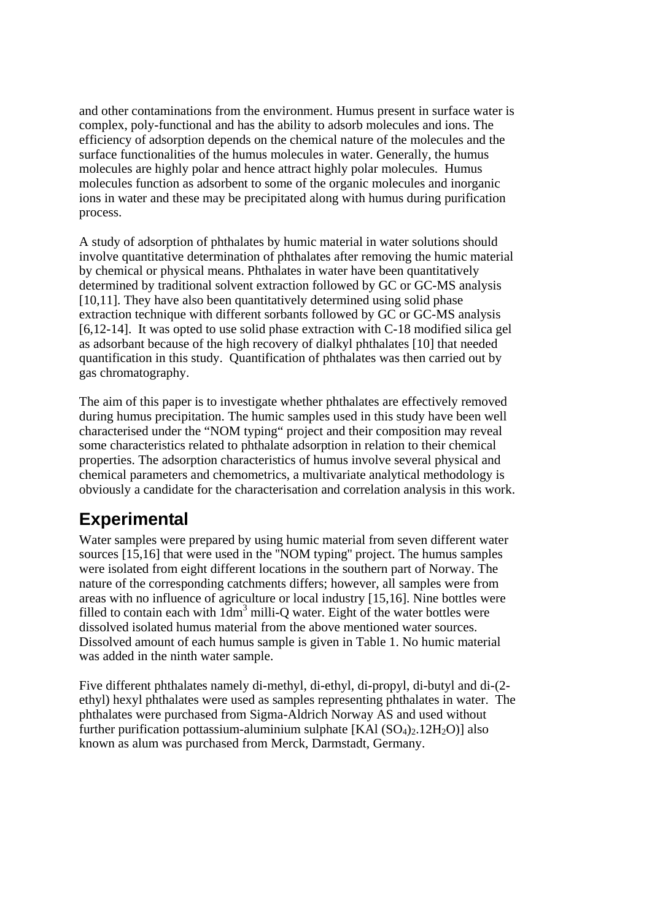and other contaminations from the environment. Humus present in surface water is complex, poly-functional and has the ability to adsorb molecules and ions. The efficiency of adsorption depends on the chemical nature of the molecules and the surface functionalities of the humus molecules in water. Generally, the humus molecules are highly polar and hence attract highly polar molecules. Humus molecules function as adsorbent to some of the organic molecules and inorganic ions in water and these may be precipitated along with humus during purification process.

A study of adsorption of phthalates by humic material in water solutions should involve quantitative determination of phthalates after removing the humic material by chemical or physical means. Phthalates in water have been quantitatively determined by traditional solvent extraction followed by GC or GC-MS analysis [10,11]. They have also been quantitatively determined using solid phase extraction technique with different sorbants followed by GC or GC-MS analysis [6,12-14]. It was opted to use solid phase extraction with C-18 modified silica gel as adsorbant because of the high recovery of dialkyl phthalates [10] that needed quantification in this study. Quantification of phthalates was then carried out by gas chromatography.

The aim of this paper is to investigate whether phthalates are effectively removed during humus precipitation. The humic samples used in this study have been well characterised under the "NOM typing" project and their composition may reveal some characteristics related to phthalate adsorption in relation to their chemical properties. The adsorption characteristics of humus involve several physical and chemical parameters and chemometrics, a multivariate analytical methodology is obviously a candidate for the characterisation and correlation analysis in this work.

## Experimental

Water samples were prepared by using humic material from seven different water sources [15,16] that were used in the "NOM typing" project. The humus samples were isolated from eight different locations in the southern part of Norway. The nature of the corresponding catchments differs; however, all samples were from areas with no influence of agriculture or local industry [15,16]. Nine bottles were filled to contain each with 1dm$^3$ milli-Q water. Eight of the water bottles were dissolved isolated humus material from the above mentioned water sources. Dissolved amount of each humus sample is given in Table 1. No humic material was added in the ninth water sample.

Five different phthalates namely di-methyl, di-ethyl, di-propyl, di-butyl and di-(2-ethyl) hexyl phthalates were used as samples representing phthalates in water. The phthalates were purchased from Sigma-Aldrich Norway AS and used without further purification pottassium-aluminium sulphate [$KAl(SO_4)_2.12H_2O$)] also known as alum was purchased from Merck, Darmstadt, Germany.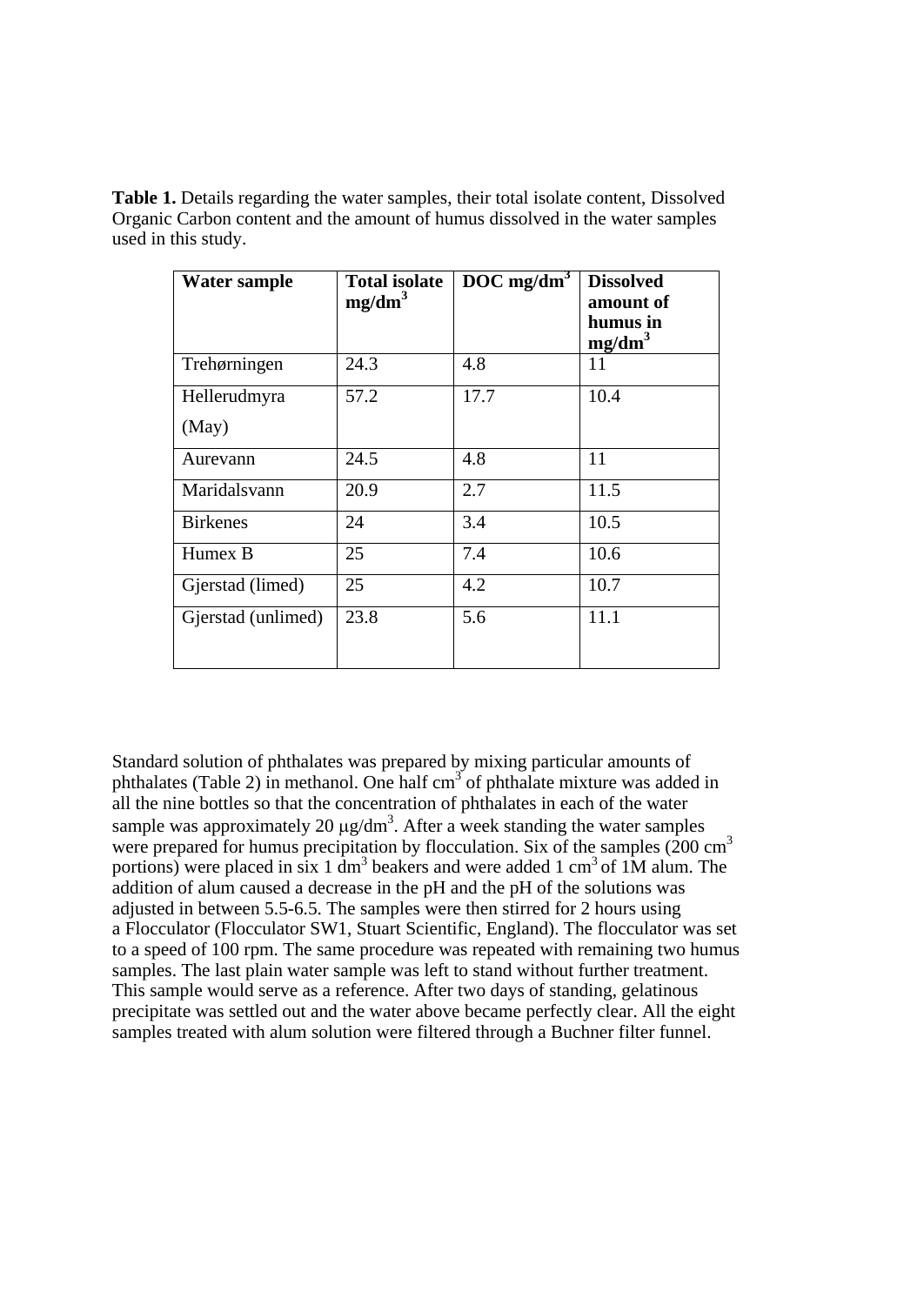**Table 1.** Details regarding the water samples, their total isolate content, Dissolved Organic Carbon content and the amount of humus dissolved in the water samples used in this study.

| **Water sample** | **Total isolate mg/dm$^3$** | **DOC mg/dm$^3$** | **Dissolved amount of humus in mg/dm$^3$** |
|---|---|---|---|
| Trehørningen | 24.3 | 4.8 | 11 |
| Hellerudmyra (May) | 57.2 | 17.7 | 10.4 |
| Aurevann | 24.5 | 4.8 | 11 |
| Maridalsvann | 20.9 | 2.7 | 11.5 |
| Birkenes | 24 | 3.4 | 10.5 |
| Humex B | 25 | 7.4 | 10.6 |
| Gjerstad (limed) | 25 | 4.2 | 10.7 |
| Gjerstad (unlimed) | 23.8 | 5.6 | 11.1 |

Standard solution of phthalates was prepared by mixing particular amounts of phthalates (Table 2) in methanol. One half cm$^3$ of phthalate mixture was added in all the nine bottles so that the concentration of phthalates in each of the water sample was approximately 20 $\mu$g/dm$^3$. After a week standing the water samples were prepared for humus precipitation by flocculation. Six of the samples (200 cm$^3$ portions) were placed in six 1 dm$^3$ beakers and were added 1 cm$^3$ of 1M alum. The addition of alum caused a decrease in the pH and the pH of the solutions was adjusted in between 5.5-6.5. The samples were then stirred for 2 hours using a Flocculator (Flocculator SW1, Stuart Scientific, England). The flocculator was set to a speed of 100 rpm. The same procedure was repeated with remaining two humus samples. The last plain water sample was left to stand without further treatment. This sample would serve as a reference. After two days of standing, gelatinous precipitate was settled out and the water above became perfectly clear. All the eight samples treated with alum solution were filtered through a Buchner filter funnel.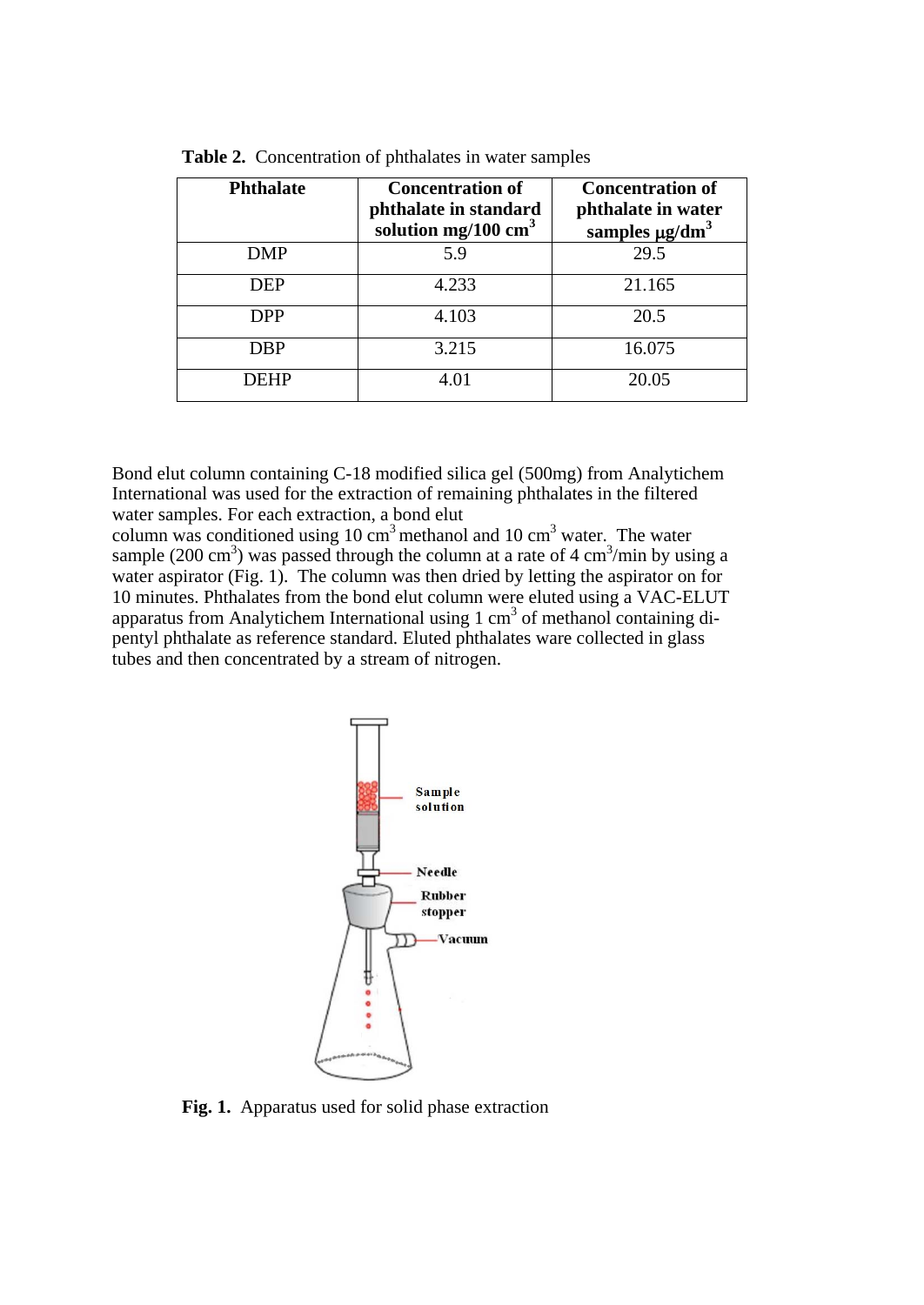**Table 2.** Concentration of phthalates in water samples

| Phthalate | Concentration of phthalate in standard solution mg/100 $cm^3$ | Concentration of phthalate in water samples $\mu g/dm^3$ |
|---|---|---|
| DMP | 5.9 | 29.5 |
| DEP | 4.233 | 21.165 |
| DPP | 4.103 | 20.5 |
| DBP | 3.215 | 16.075 |
| DEHP | 4.01 | 20.05 |

Bond elut column containing C-18 modified silica gel (500mg) from Analytichem International was used for the extraction of remaining phthalates in the filtered water samples. For each extraction, a bond elut column was conditioned using 10 $cm^3$ methanol and 10 $cm^3$ water. The water sample (200 $cm^3$) was passed through the column at a rate of 4 $cm^3$/min by using a water aspirator (Fig. 1). The column was then dried by letting the aspirator on for 10 minutes. Phthalates from the bond elut column were eluted using a VAC-ELUT apparatus from Analytichem International using 1 $cm^3$ of methanol containing di-pentyl phthalate as reference standard. Eluted phthalates ware collected in glass tubes and then concentrated by a stream of nitrogen.

**Fig. 1.** Apparatus used for solid phase extraction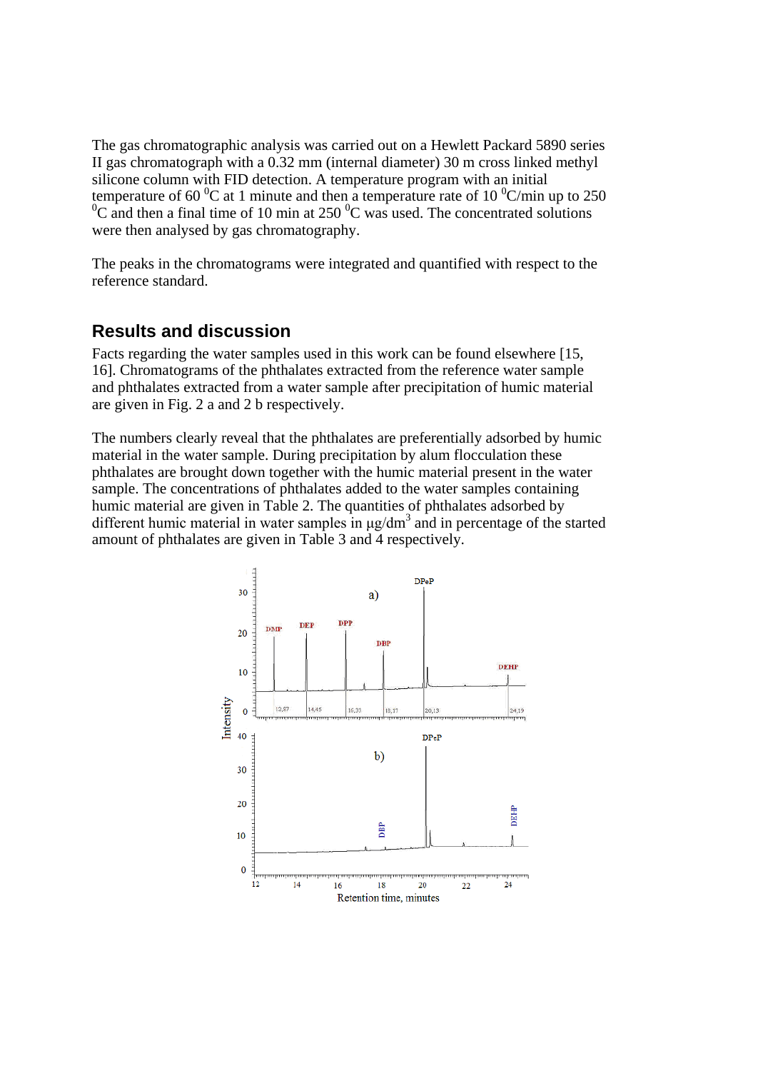The gas chromatographic analysis was carried out on a Hewlett Packard 5890 series II gas chromatograph with a 0.32 mm (internal diameter) 30 m cross linked methyl silicone column with FID detection. A temperature program with an initial temperature of 60 $^0$C at 1 minute and then a temperature rate of 10 $^0$C/min up to 250 $^0$C and then a final time of 10 min at 250 $^0$C was used. The concentrated solutions were then analysed by gas chromatography.

The peaks in the chromatograms were integrated and quantified with respect to the reference standard.

## Results and discussion

Facts regarding the water samples used in this work can be found elsewhere [15, 16]. Chromatograms of the phthalates extracted from the reference water sample and phthalates extracted from a water sample after precipitation of humic material are given in Fig. 2 a and 2 b respectively.

The numbers clearly reveal that the phthalates are preferentially adsorbed by humic material in the water sample. During precipitation by alum flocculation these phthalates are brought down together with the humic material present in the water sample. The concentrations of phthalates added to the water samples containing humic material are given in Table 2. The quantities of phthalates adsorbed by different humic material in water samples in μg/dm$^3$ and in percentage of the started amount of phthalates are given in Table 3 and 4 respectively.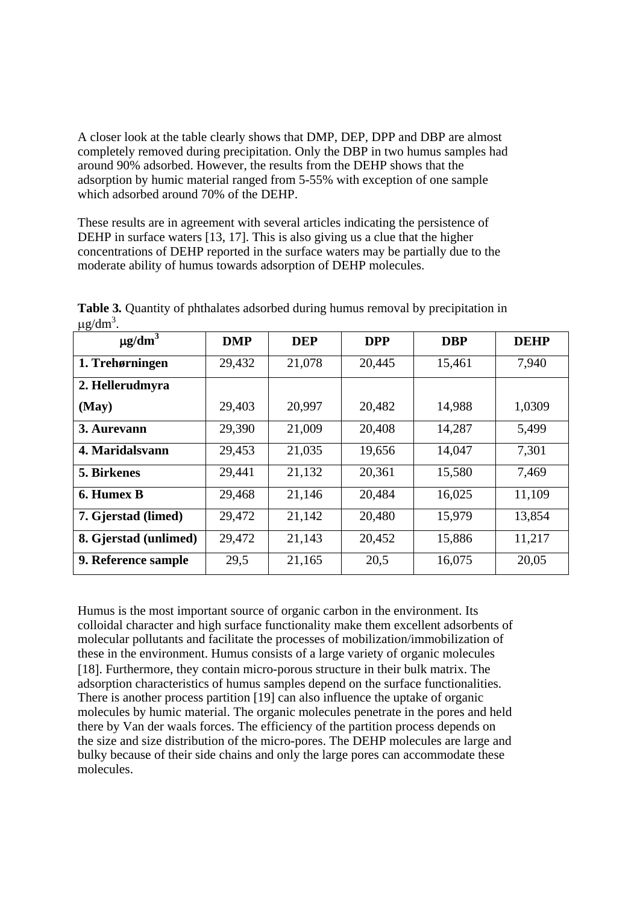A closer look at the table clearly shows that DMP, DEP, DPP and DBP are almost completely removed during precipitation. Only the DBP in two humus samples had around 90% adsorbed. However, the results from the DEHP shows that the adsorption by humic material ranged from 5-55% with exception of one sample which adsorbed around 70% of the DEHP.

These results are in agreement with several articles indicating the persistence of DEHP in surface waters [13, 17]. This is also giving us a clue that the higher concentrations of DEHP reported in the surface waters may be partially due to the moderate ability of humus towards adsorption of DEHP molecules.

**Table 3.** Quantity of phthalates adsorbed during humus removal by precipitation in μg/dm$^3$.

| μg/dm$^3$ | DMP | DEP | DPP | DBP | DEHP |
|---|---|---|---|---|---|
| **1. Trehørningen** | 29,432 | 21,078 | 20,445 | 15,461 | 7,940 |
| **2. Hellerudmyra (May)** | 29,403 | 20,997 | 20,482 | 14,988 | 1,0309 |
| **3. Aurevann** | 29,390 | 21,009 | 20,408 | 14,287 | 5,499 |
| **4. Maridalsvann** | 29,453 | 21,035 | 19,656 | 14,047 | 7,301 |
| **5. Birkenes** | 29,441 | 21,132 | 20,361 | 15,580 | 7,469 |
| **6. Humex B** | 29,468 | 21,146 | 20,484 | 16,025 | 11,109 |
| **7. Gjerstad (limed)** | 29,472 | 21,142 | 20,480 | 15,979 | 13,854 |
| **8. Gjerstad (unlimed)** | 29,472 | 21,143 | 20,452 | 15,886 | 11,217 |
| **9. Reference sample** | 29,5 | 21,165 | 20,5 | 16,075 | 20,05 |

Humus is the most important source of organic carbon in the environment. Its colloidal character and high surface functionality make them excellent adsorbents of molecular pollutants and facilitate the processes of mobilization/immobilization of these in the environment. Humus consists of a large variety of organic molecules [18]. Furthermore, they contain micro-porous structure in their bulk matrix. The adsorption characteristics of humus samples depend on the surface functionalities. There is another process partition [19] can also influence the uptake of organic molecules by humic material. The organic molecules penetrate in the pores and held there by Van der waals forces. The efficiency of the partition process depends on the size and size distribution of the micro-pores. The DEHP molecules are large and bulky because of their side chains and only the large pores can accommodate these molecules.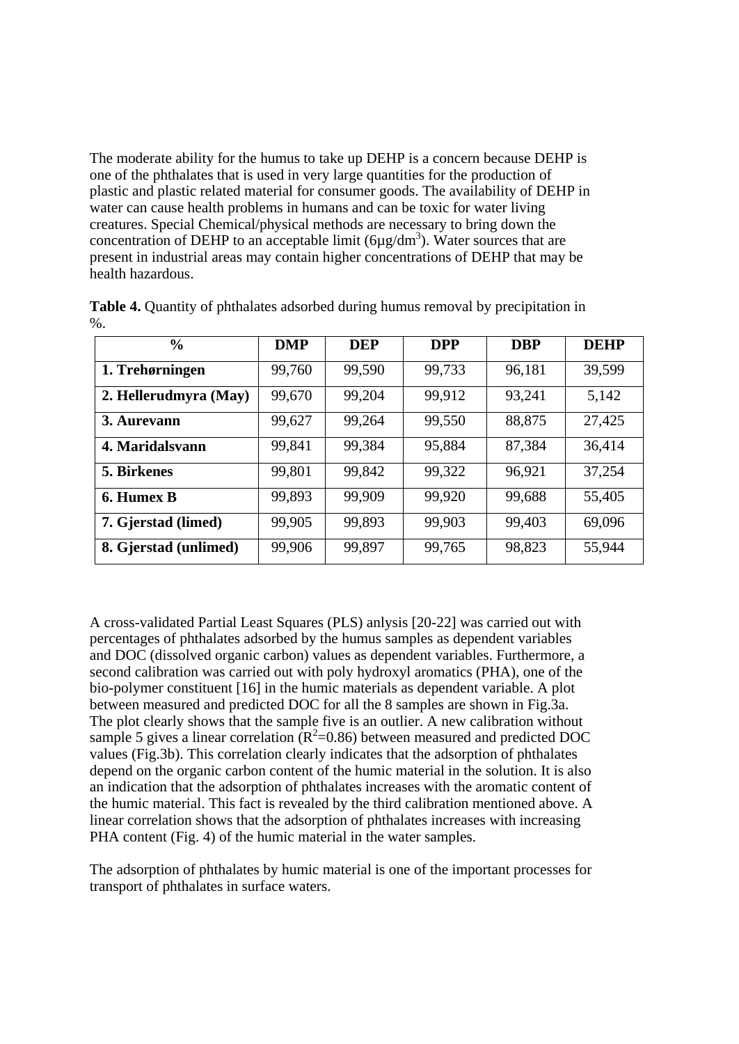The moderate ability for the humus to take up DEHP is a concern because DEHP is one of the phthalates that is used in very large quantities for the production of plastic and plastic related material for consumer goods. The availability of DEHP in water can cause health problems in humans and can be toxic for water living creatures. Special Chemical/physical methods are necessary to bring down the concentration of DEHP to an acceptable limit (6µg/dm$^3$). Water sources that are present in industrial areas may contain higher concentrations of DEHP that may be health hazardous.

**Table 4.** Quantity of phthalates adsorbed during humus removal by precipitation in %.

| % | DMP | DEP | DPP | DBP | DEHP |
|---|---|---|---|---|---|
| **1. Trehørningen** | 99,760 | 99,590 | 99,733 | 96,181 | 39,599 |
| **2. Hellerudmyra (May)** | 99,670 | 99,204 | 99,912 | 93,241 | 5,142 |
| **3. Aurevann** | 99,627 | 99,264 | 99,550 | 88,875 | 27,425 |
| **4. Maridalsvann** | 99,841 | 99,384 | 95,884 | 87,384 | 36,414 |
| **5. Birkenes** | 99,801 | 99,842 | 99,322 | 96,921 | 37,254 |
| **6. Humex B** | 99,893 | 99,909 | 99,920 | 99,688 | 55,405 |
| **7. Gjerstad (limed)** | 99,905 | 99,893 | 99,903 | 99,403 | 69,096 |
| **8. Gjerstad (unlimed)** | 99,906 | 99,897 | 99,765 | 98,823 | 55,944 |

A cross-validated Partial Least Squares (PLS) anlysis [20-22] was carried out with percentages of phthalates adsorbed by the humus samples as dependent variables and DOC (dissolved organic carbon) values as dependent variables. Furthermore, a second calibration was carried out with poly hydroxyl aromatics (PHA), one of the bio-polymer constituent [16] in the humic materials as dependent variable. A plot between measured and predicted DOC for all the 8 samples are shown in Fig.3a. The plot clearly shows that the sample five is an outlier. A new calibration without sample 5 gives a linear correlation ($R^2$=0.86) between measured and predicted DOC values (Fig.3b). This correlation clearly indicates that the adsorption of phthalates depend on the organic carbon content of the humic material in the solution. It is also an indication that the adsorption of phthalates increases with the aromatic content of the humic material. This fact is revealed by the third calibration mentioned above. A linear correlation shows that the adsorption of phthalates increases with increasing PHA content (Fig. 4) of the humic material in the water samples.

The adsorption of phthalates by humic material is one of the important processes for transport of phthalates in surface waters.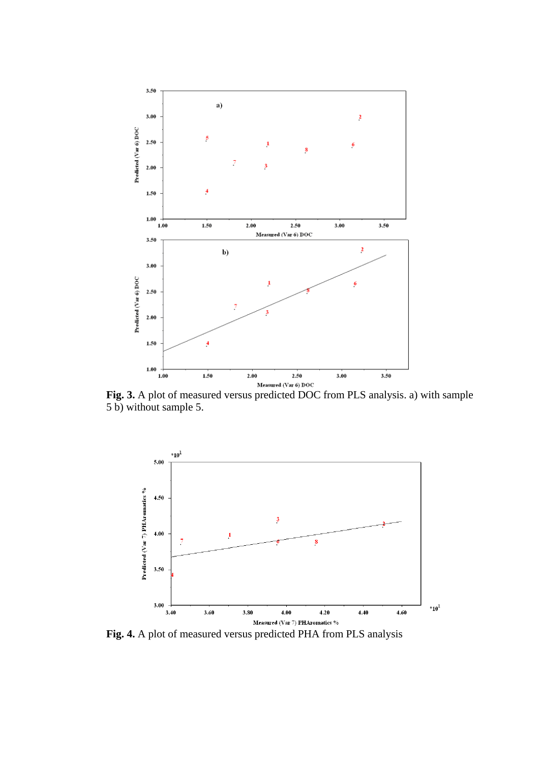**Fig. 3.** A plot of measured versus predicted DOC from PLS analysis. a) with sample 5 b) without sample 5.

**Fig. 4.** A plot of measured versus predicted PHA from PLS analysis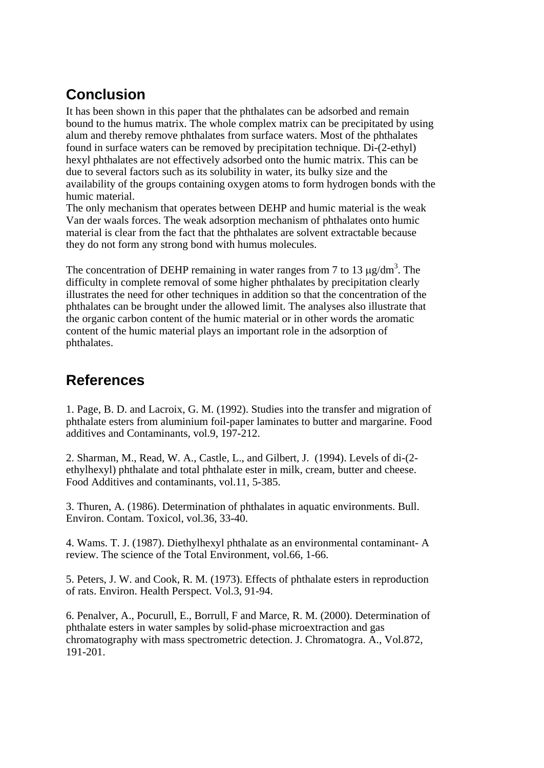## Conclusion

It has been shown in this paper that the phthalates can be adsorbed and remain bound to the humus matrix. The whole complex matrix can be precipitated by using alum and thereby remove phthalates from surface waters. Most of the phthalates found in surface waters can be removed by precipitation technique. Di-(2-ethyl) hexyl phthalates are not effectively adsorbed onto the humic matrix. This can be due to several factors such as its solubility in water, its bulky size and the availability of the groups containing oxygen atoms to form hydrogen bonds with the humic material.
The only mechanism that operates between DEHP and humic material is the weak Van der waals forces. The weak adsorption mechanism of phthalates onto humic material is clear from the fact that the phthalates are solvent extractable because they do not form any strong bond with humus molecules.

The concentration of DEHP remaining in water ranges from 7 to 13 $\mu g/dm^3$. The difficulty in complete removal of some higher phthalates by precipitation clearly illustrates the need for other techniques in addition so that the concentration of the phthalates can be brought under the allowed limit. The analyses also illustrate that the organic carbon content of the humic material or in other words the aromatic content of the humic material plays an important role in the adsorption of phthalates.

## References

1. Page, B. D. and Lacroix, G. M. (1992). Studies into the transfer and migration of phthalate esters from aluminium foil-paper laminates to butter and margarine. Food additives and Contaminants, vol.9, 197-212.

2. Sharman, M., Read, W. A., Castle, L., and Gilbert, J. (1994). Levels of di-(2-ethylhexyl) phthalate and total phthalate ester in milk, cream, butter and cheese. Food Additives and contaminants, vol.11, 5-385.

3. Thuren, A. (1986). Determination of phthalates in aquatic environments. Bull. Environ. Contam. Toxicol, vol.36, 33-40.

4. Wams. T. J. (1987). Diethylhexyl phthalate as an environmental contaminant- A review. The science of the Total Environment, vol.66, 1-66.

5. Peters, J. W. and Cook, R. M. (1973). Effects of phthalate esters in reproduction of rats. Environ. Health Perspect. Vol.3, 91-94.

6. Penalver, A., Pocurull, E., Borrull, F and Marce, R. M. (2000). Determination of phthalate esters in water samples by solid-phase microextraction and gas chromatography with mass spectrometric detection. J. Chromatogra. A., Vol.872, 191-201.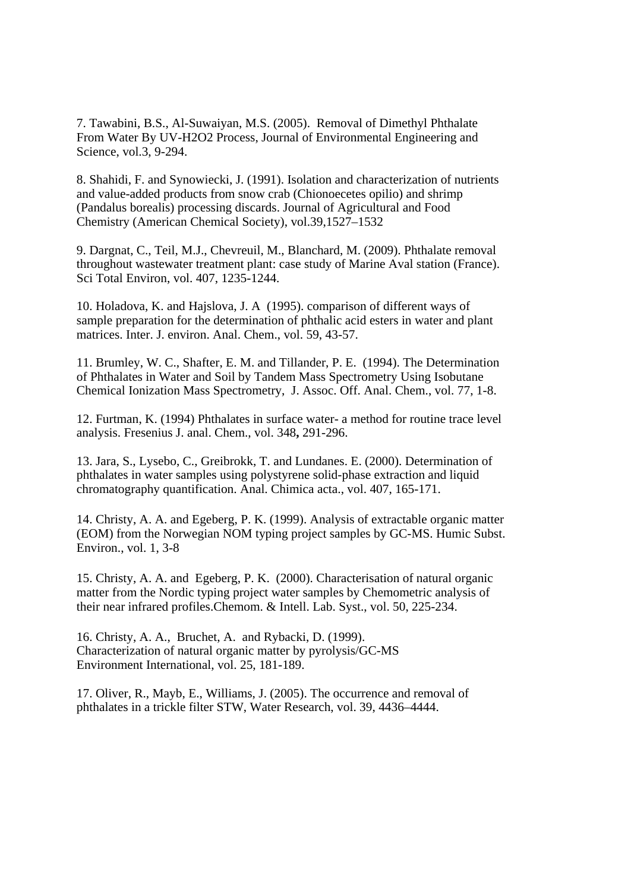7. Tawabini, B.S., Al-Suwaiyan, M.S. (2005). Removal of Dimethyl Phthalate From Water By UV-H2O2 Process, Journal of Environmental Engineering and Science, vol.3, 9-294.

8. Shahidi, F. and Synowiecki, J. (1991). Isolation and characterization of nutrients and value-added products from snow crab (Chionoecetes opilio) and shrimp (Pandalus borealis) processing discards. Journal of Agricultural and Food Chemistry (American Chemical Society), vol.39,1527–1532

9. Dargnat, C., Teil, M.J., Chevreuil, M., Blanchard, M. (2009). Phthalate removal throughout wastewater treatment plant: case study of Marine Aval station (France). Sci Total Environ, vol. 407, 1235-1244.

10. Holadova, K. and Hajslova, J. A (1995). comparison of different ways of sample preparation for the determination of phthalic acid esters in water and plant matrices. Inter. J. environ. Anal. Chem., vol. 59, 43-57.

11. Brumley, W. C., Shafter, E. M. and Tillander, P. E. (1994). The Determination of Phthalates in Water and Soil by Tandem Mass Spectrometry Using Isobutane Chemical Ionization Mass Spectrometry, J. Assoc. Off. Anal. Chem., vol. 77, 1-8.

12. Furtman, K. (1994) Phthalates in surface water- a method for routine trace level analysis. Fresenius J. anal. Chem., vol. 348**,** 291-296.

13. Jara, S., Lysebo, C., Greibrokk, T. and Lundanes. E. (2000). Determination of phthalates in water samples using polystyrene solid-phase extraction and liquid chromatography quantification. Anal. Chimica acta., vol. 407, 165-171.

14. Christy, A. A. and Egeberg, P. K. (1999). Analysis of extractable organic matter (EOM) from the Norwegian NOM typing project samples by GC-MS. Humic Subst. Environ., vol. 1, 3-8

15. Christy, A. A. and Egeberg, P. K. (2000). Characterisation of natural organic matter from the Nordic typing project water samples by Chemometric analysis of their near infrared profiles.Chemom. & Intell. Lab. Syst., vol. 50, 225-234.

16. Christy, A. A., Bruchet, A. and Rybacki, D. (1999). Characterization of natural organic matter by pyrolysis/GC-MS Environment International, vol. 25, 181-189.

17. Oliver, R., Mayb, E., Williams, J. (2005). The occurrence and removal of phthalates in a trickle filter STW, Water Research, vol. 39, 4436–4444.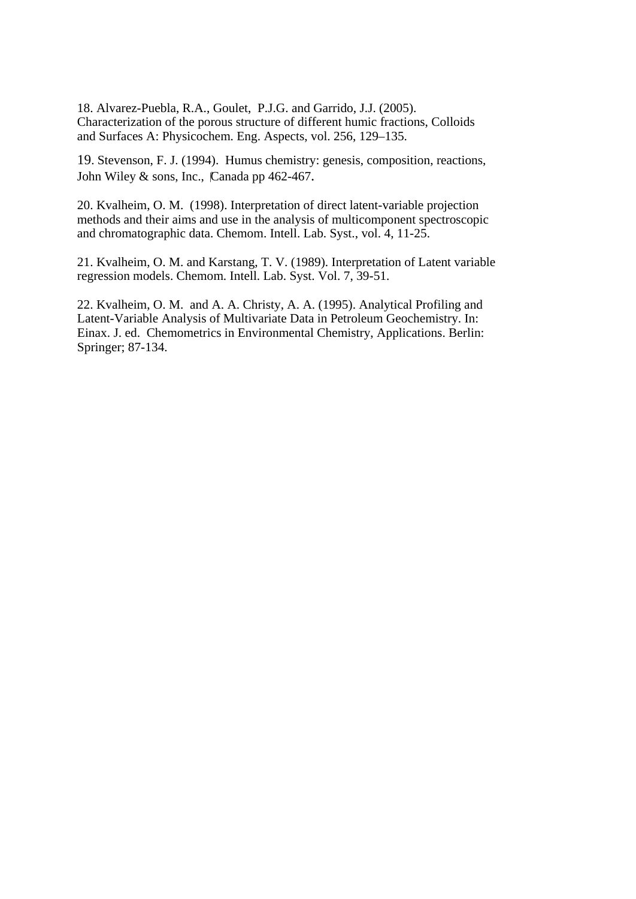18. Alvarez-Puebla, R.A., Goulet, P.J.G. and Garrido, J.J. (2005). Characterization of the porous structure of different humic fractions, Colloids and Surfaces A: Physicochem. Eng. Aspects, vol. 256, 129–135.

19. Stevenson, F. J. (1994). Humus chemistry: genesis, composition, reactions, John Wiley & sons, Inc., Canada pp 462-467.

20. Kvalheim, O. M. (1998). Interpretation of direct latent-variable projection methods and their aims and use in the analysis of multicomponent spectroscopic and chromatographic data. Chemom. Intell. Lab. Syst., vol. 4, 11-25.

21. Kvalheim, O. M. and Karstang, T. V. (1989). Interpretation of Latent variable regression models. Chemom. Intell. Lab. Syst. Vol. 7, 39-51.

22. Kvalheim, O. M. and A. A. Christy, A. A. (1995). Analytical Profiling and Latent-Variable Analysis of Multivariate Data in Petroleum Geochemistry. In: Einax. J. ed. Chemometrics in Environmental Chemistry, Applications. Berlin: Springer; 87-134.